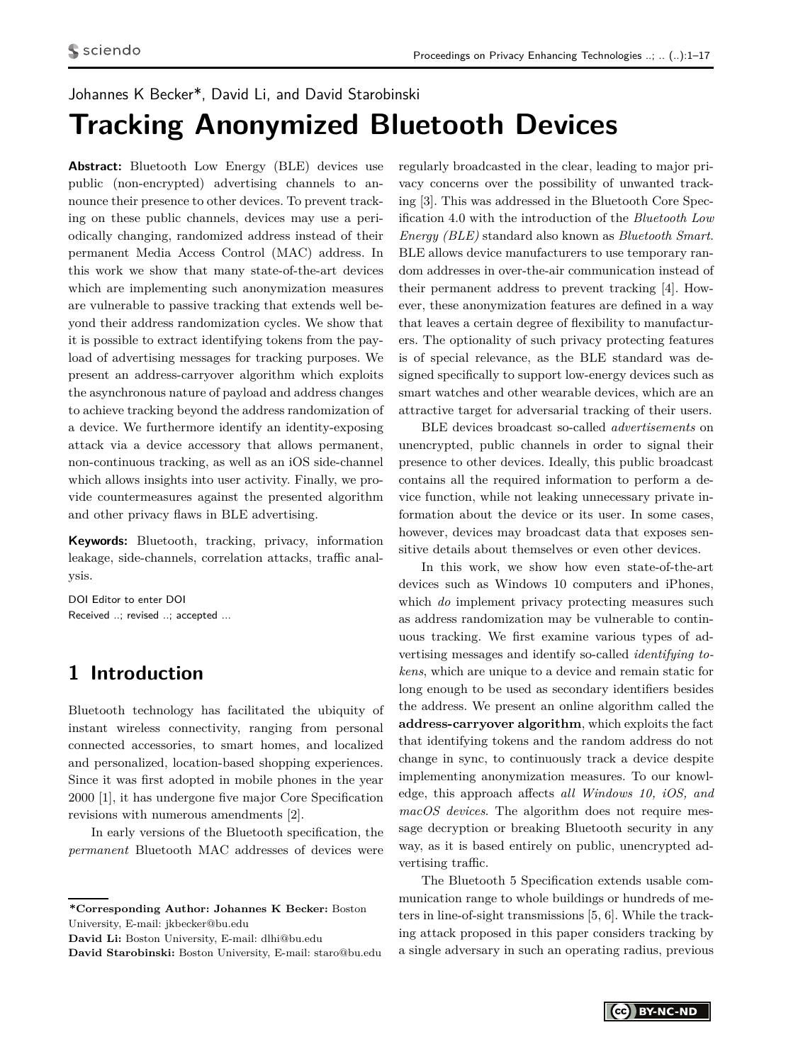Johannes K Becker*, David Li, and David Starobinski

# Tracking Anonymized Bluetooth Devices

**Abstract:** Bluetooth Low Energy (BLE) devices use public (non-encrypted) advertising channels to announce their presence to other devices. To prevent tracking on these public channels, devices may use a periodically changing, randomized address instead of their permanent Media Access Control (MAC) address. In this work we show that many state-of-the-art devices which are implementing such anonymization measures are vulnerable to passive tracking that extends well beyond their address randomization cycles. We show that it is possible to extract identifying tokens from the payload of advertising messages for tracking purposes. We present an address-carryover algorithm which exploits the asynchronous nature of payload and address changes to achieve tracking beyond the address randomization of a device. We furthermore identify an identity-exposing attack via a device accessory that allows permanent, non-continuous tracking, as well as an iOS side-channel which allows insights into user activity. Finally, we provide countermeasures against the presented algorithm and other privacy flaws in BLE advertising.

**Keywords:** Bluetooth, tracking, privacy, information leakage, side-channels, correlation attacks, traffic analysis.

DOI Editor to enter DOI
Received ..; revised ..; accepted ...

## 1 Introduction

Bluetooth technology has facilitated the ubiquity of instant wireless connectivity, ranging from personal connected accessories, to smart homes, and localized and personalized, location-based shopping experiences. Since it was first adopted in mobile phones in the year 2000 [1], it has undergone five major Core Specification revisions with numerous amendments [2].

In early versions of the Bluetooth specification, the *permanent* Bluetooth MAC addresses of devices were regularly broadcasted in the clear, leading to major privacy concerns over the possibility of unwanted tracking [3]. This was addressed in the Bluetooth Core Specification 4.0 with the introduction of the *Bluetooth Low Energy (BLE)* standard also known as *Bluetooth Smart*. BLE allows device manufacturers to use temporary random addresses in over-the-air communication instead of their permanent address to prevent tracking [4]. However, these anonymization features are defined in a way that leaves a certain degree of flexibility to manufacturers. The optionality of such privacy protecting features is of special relevance, as the BLE standard was designed specifically to support low-energy devices such as smart watches and other wearable devices, which are an attractive target for adversarial tracking of their users.

BLE devices broadcast so-called *advertisements* on unencrypted, public channels in order to signal their presence to other devices. Ideally, this public broadcast contains all the required information to perform a device function, while not leaking unnecessary private information about the device or its user. In some cases, however, devices may broadcast data that exposes sensitive details about themselves or even other devices.

In this work, we show how even state-of-the-art devices such as Windows 10 computers and iPhones, which *do* implement privacy protecting measures such as address randomization may be vulnerable to continuous tracking. We first examine various types of advertising messages and identify so-called *identifying tokens*, which are unique to a device and remain static for long enough to be used as secondary identifiers besides the address. We present an online algorithm called the **address-carryover algorithm**, which exploits the fact that identifying tokens and the random address do not change in sync, to continuously track a device despite implementing anonymization measures. To our knowledge, this approach affects *all Windows 10, iOS, and macOS devices*. The algorithm does not require message decryption or breaking Bluetooth security in any way, as it is based entirely on public, unencrypted advertising traffic.

The Bluetooth 5 Specification extends usable communication range to whole buildings or hundreds of meters in line-of-sight transmissions [5, 6]. While the tracking attack proposed in this paper considers tracking by a single adversary in such an operating radius, previous

---

***Corresponding Author: Johannes K Becker:** Boston University, E-mail: jkbecker@bu.edu
**David Li:** Boston University, E-mail: dlhi@bu.edu
**David Starobinski:** Boston University, E-mail: staro@bu.edu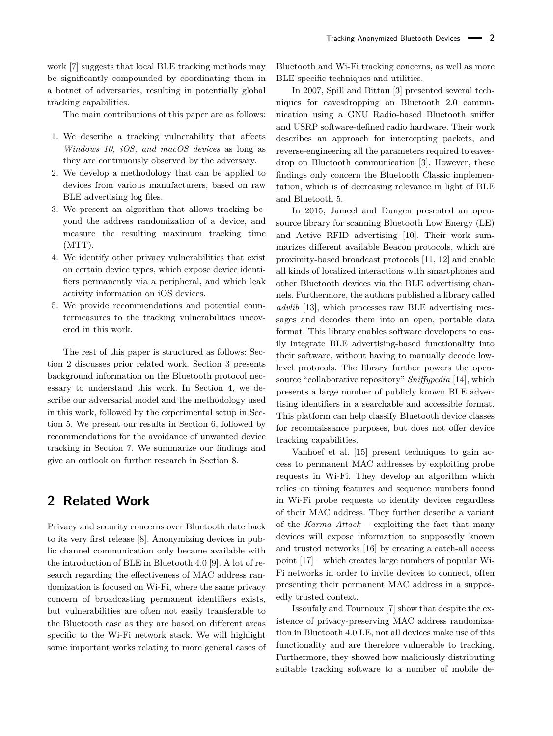work [7] suggests that local BLE tracking methods may be significantly compounded by coordinating them in a botnet of adversaries, resulting in potentially global tracking capabilities.

The main contributions of this paper are as follows:

1. We describe a tracking vulnerability that affects *Windows 10, iOS, and macOS devices* as long as they are continuously observed by the adversary.
2. We develop a methodology that can be applied to devices from various manufacturers, based on raw BLE advertising log files.
3. We present an algorithm that allows tracking beyond the address randomization of a device, and measure the resulting maximum tracking time (MTT).
4. We identify other privacy vulnerabilities that exist on certain device types, which expose device identifiers permanently via a peripheral, and which leak activity information on iOS devices.
5. We provide recommendations and potential countermeasures to the tracking vulnerabilities uncovered in this work.

The rest of this paper is structured as follows: Section 2 discusses prior related work. Section 3 presents background information on the Bluetooth protocol necessary to understand this work. In Section 4, we describe our adversarial model and the methodology used in this work, followed by the experimental setup in Section 5. We present our results in Section 6, followed by recommendations for the avoidance of unwanted device tracking in Section 7. We summarize our findings and give an outlook on further research in Section 8.

## 2 Related Work

Privacy and security concerns over Bluetooth date back to its very first release [8]. Anonymizing devices in public channel communication only became available with the introduction of BLE in Bluetooth 4.0 [9]. A lot of research regarding the effectiveness of MAC address randomization is focused on Wi-Fi, where the same privacy concern of broadcasting permanent identifiers exists, but vulnerabilities are often not easily transferable to the Bluetooth case as they are based on different areas specific to the Wi-Fi network stack. We will highlight some important works relating to more general cases of Bluetooth and Wi-Fi tracking concerns, as well as more BLE-specific techniques and utilities.

In 2007, Spill and Bittau [3] presented several techniques for eavesdropping on Bluetooth 2.0 communication using a GNU Radio-based Bluetooth sniffer and USRP software-defined radio hardware. Their work describes an approach for intercepting packets, and reverse-engineering all the parameters required to eavesdrop on Bluetooth communication [3]. However, these findings only concern the Bluetooth Classic implementation, which is of decreasing relevance in light of BLE and Bluetooth 5.

In 2015, Jameel and Dungen presented an open-source library for scanning Bluetooth Low Energy (LE) and Active RFID advertising [10]. Their work summarizes different available Beacon protocols, which are proximity-based broadcast protocols [11, 12] and enable all kinds of localized interactions with smartphones and other Bluetooth devices via the BLE advertising channels. Furthermore, the authors published a library called *advlib* [13], which processes raw BLE advertising messages and decodes them into an open, portable data format. This library enables software developers to easily integrate BLE advertising-based functionality into their software, without having to manually decode low-level protocols. The library further powers the open-source "collaborative repository" *Sniffypedia* [14], which presents a large number of publicly known BLE advertising identifiers in a searchable and accessible format. This platform can help classify Bluetooth device classes for reconnaissance purposes, but does not offer device tracking capabilities.

Vanhoef et al. [15] present techniques to gain access to permanent MAC addresses by exploiting probe requests in Wi-Fi. They develop an algorithm which relies on timing features and sequence numbers found in Wi-Fi probe requests to identify devices regardless of their MAC address. They further describe a variant of the *Karma Attack* – exploiting the fact that many devices will expose information to supposedly known and trusted networks [16] by creating a catch-all access point [17] – which creates large numbers of popular Wi-Fi networks in order to invite devices to connect, often presenting their permanent MAC address in a supposedly trusted context.

Issoufaly and Tournoux [7] show that despite the existence of privacy-preserving MAC address randomization in Bluetooth 4.0 LE, not all devices make use of this functionality and are therefore vulnerable to tracking. Furthermore, they showed how maliciously distributing suitable tracking software to a number of mobile de-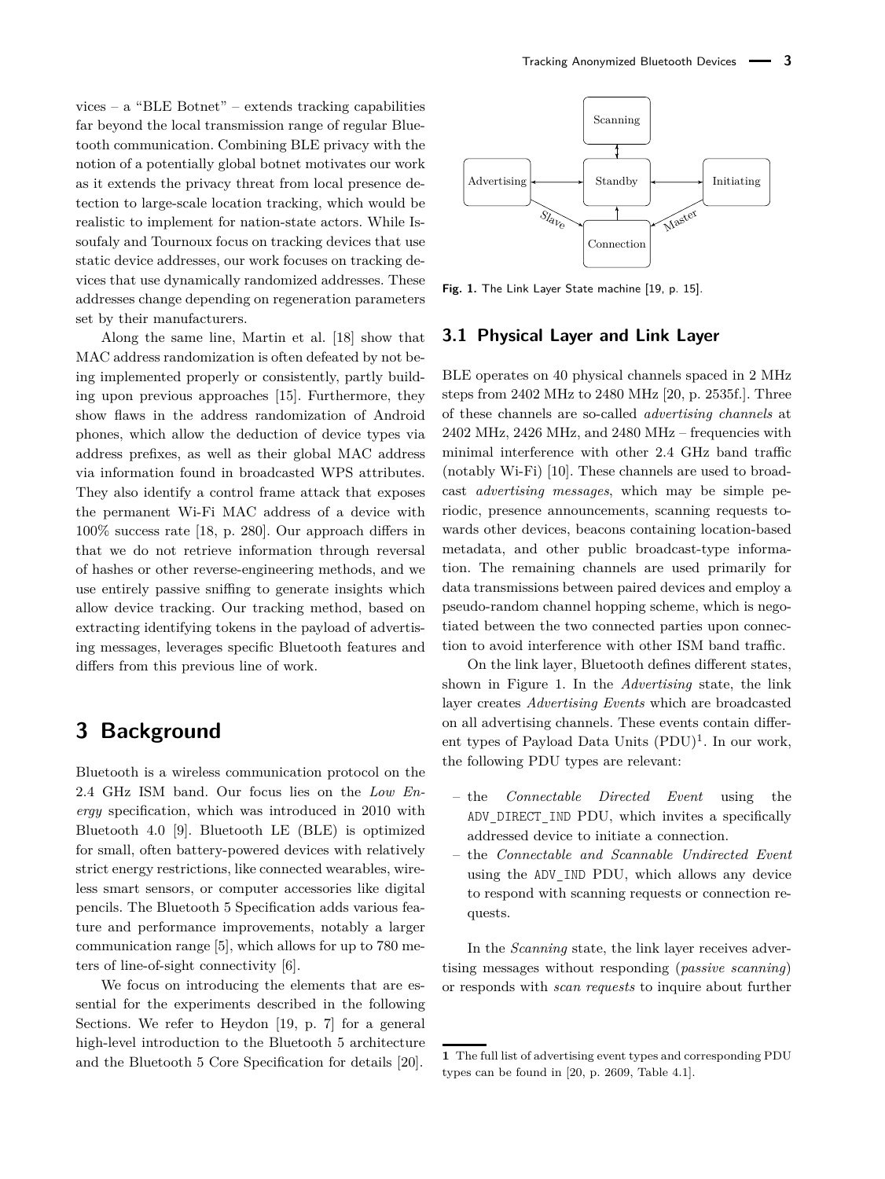vices – a "BLE Botnet" – extends tracking capabilities far beyond the local transmission range of regular Bluetooth communication. Combining BLE privacy with the notion of a potentially global botnet motivates our work as it extends the privacy threat from local presence detection to large-scale location tracking, which would be realistic to implement for nation-state actors. While Issoufaly and Tournoux focus on tracking devices that use static device addresses, our work focuses on tracking devices that use dynamically randomized addresses. These addresses change depending on regeneration parameters set by their manufacturers.

Along the same line, Martin et al. [18] show that MAC address randomization is often defeated by not being implemented properly or consistently, partly building upon previous approaches [15]. Furthermore, they show flaws in the address randomization of Android phones, which allow the deduction of device types via address prefixes, as well as their global MAC address via information found in broadcasted WPS attributes. They also identify a control frame attack that exposes the permanent Wi-Fi MAC address of a device with 100% success rate [18, p. 280]. Our approach differs in that we do not retrieve information through reversal of hashes or other reverse-engineering methods, and we use entirely passive sniffing to generate insights which allow device tracking. Our tracking method, based on extracting identifying tokens in the payload of advertising messages, leverages specific Bluetooth features and differs from this previous line of work.

# 3 Background

Bluetooth is a wireless communication protocol on the 2.4 GHz ISM band. Our focus lies on the *Low Energy* specification, which was introduced in 2010 with Bluetooth 4.0 [9]. Bluetooth LE (BLE) is optimized for small, often battery-powered devices with relatively strict energy restrictions, like connected wearables, wireless smart sensors, or computer accessories like digital pencils. The Bluetooth 5 Specification adds various feature and performance improvements, notably a larger communication range [5], which allows for up to 780 meters of line-of-sight connectivity [6].

We focus on introducing the elements that are essential for the experiments described in the following Sections. We refer to Heydon [19, p. 7] for a general high-level introduction to the Bluetooth 5 architecture and the Bluetooth 5 Core Specification for details [20].

Scanning

Advertising — Standby — Initiating

Slave — Connection — Master

**Fig. 1.** The Link Layer State machine [19, p. 15].

## 3.1 Physical Layer and Link Layer

BLE operates on 40 physical channels spaced in 2 MHz steps from 2402 MHz to 2480 MHz [20, p. 2535f.]. Three of these channels are so-called *advertising channels* at 2402 MHz, 2426 MHz, and 2480 MHz – frequencies with minimal interference with other 2.4 GHz band traffic (notably Wi-Fi) [10]. These channels are used to broadcast *advertising messages*, which may be simple periodic, presence announcements, scanning requests towards other devices, beacons containing location-based metadata, and other public broadcast-type information. The remaining channels are used primarily for data transmissions between paired devices and employ a pseudo-random channel hopping scheme, which is negotiated between the two connected parties upon connection to avoid interference with other ISM band traffic.

On the link layer, Bluetooth defines different states, shown in Figure 1. In the *Advertising* state, the link layer creates *Advertising Events* which are broadcasted on all advertising channels. These events contain different types of Payload Data Units (PDU)[1]. In our work, the following PDU types are relevant:

- the *Connectable Directed Event* using the `ADV_DIRECT_IND` PDU, which invites a specifically addressed device to initiate a connection.
- the *Connectable and Scannable Undirected Event* using the `ADV_IND` PDU, which allows any device to respond with scanning requests or connection requests.

In the *Scanning* state, the link layer receives advertising messages without responding (*passive scanning*) or responds with *scan requests* to inquire about further

**1** The full list of advertising event types and corresponding PDU types can be found in [20, p. 2609, Table 4.1].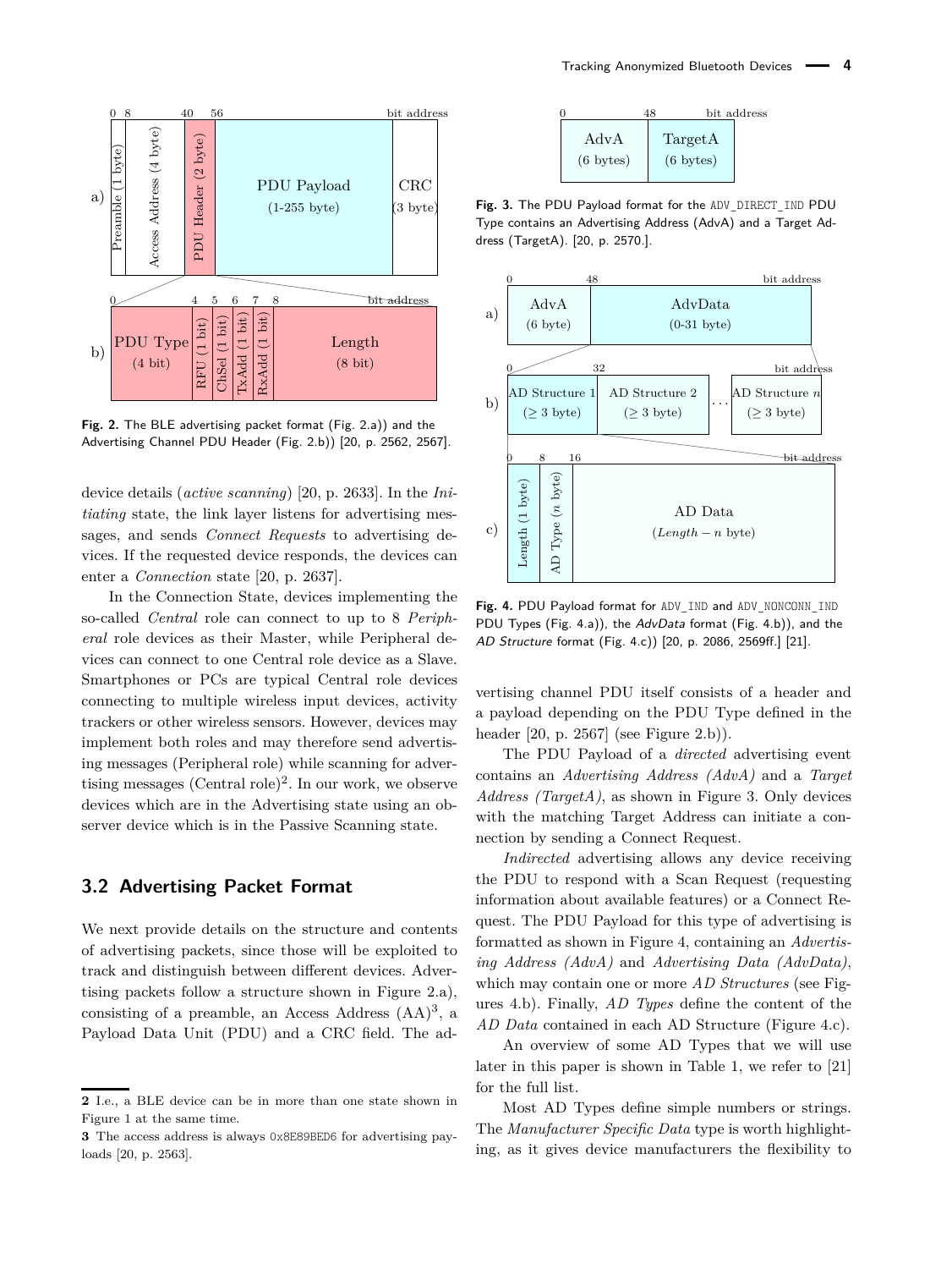Fig. 2. The BLE advertising packet format (Fig. 2.a)) and the Advertising Channel PDU Header (Fig. 2.b)) [20, p. 2562, 2567].

device details (*active scanning*) [20, p. 2633]. In the *Initiating* state, the link layer listens for advertising messages, and sends *Connect Requests* to advertising devices. If the requested device responds, the devices can enter a *Connection* state [20, p. 2637].

In the Connection State, devices implementing the so-called *Central* role can connect to up to 8 *Peripheral* role devices as their Master, while Peripheral devices can connect to one Central role device as a Slave. Smartphones or PCs are typical Central role devices connecting to multiple wireless input devices, activity trackers or other wireless sensors. However, devices may implement both roles and may therefore send advertising messages (Peripheral role) while scanning for advertising messages (Central role)[2]. In our work, we observe devices which are in the Advertising state using an observer device which is in the Passive Scanning state.

## 3.2 Advertising Packet Format

We next provide details on the structure and contents of advertising packets, since those will be exploited to track and distinguish between different devices. Advertising packets follow a structure shown in Figure 2.a), consisting of a preamble, an Access Address (AA)[3], a Payload Data Unit (PDU) and a CRC field. The advertising channel PDU itself consists of a header and a payload depending on the PDU Type defined in the header [20, p. 2567] (see Figure 2.b)).

Fig. 3. The PDU Payload format for the ADV_DIRECT_IND PDU Type contains an Advertising Address (AdvA) and a Target Address (TargetA). [20, p. 2570.].

Fig. 4. PDU Payload format for ADV_IND and ADV_NONCONN_IND PDU Types (Fig. 4.a)), the *AdvData* format (Fig. 4.b)), and the *AD Structure* format (Fig. 4.c)) [20, p. 2086, 2569ff.] [21].

The PDU Payload of a *directed* advertising event contains an *Advertising Address (AdvA)* and a *Target Address (TargetA)*, as shown in Figure 3. Only devices with the matching Target Address can initiate a connection by sending a Connect Request.

*Indirected* advertising allows any device receiving the PDU to respond with a Scan Request (requesting information about available features) or a Connect Request. The PDU Payload for this type of advertising is formatted as shown in Figure 4, containing an *Advertising Address (AdvA)* and *Advertising Data (AdvData)*, which may contain one or more *AD Structures* (see Figures 4.b)). Finally, *AD Types* define the content of the *AD Data* contained in each AD Structure (Figure 4.c)).

An overview of some AD Types that we will use later in this paper is shown in Table 1, we refer to [21] for the full list.

Most AD Types define simple numbers or strings. The *Manufacturer Specific Data* type is worth highlighting, as it gives device manufacturers the flexibility to

---

2 I.e., a BLE device can be in more than one state shown in Figure 1 at the same time.

3 The access address is always 0x8E89BED6 for advertising payloads [20, p. 2563].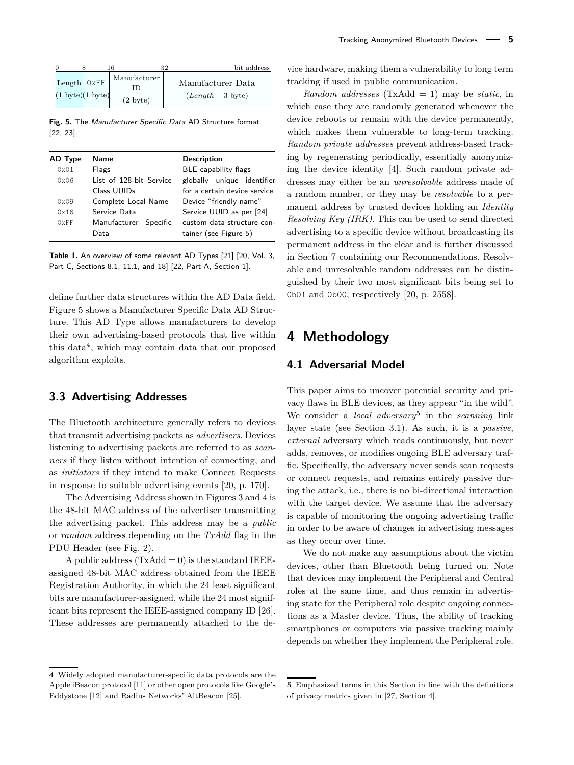| 0 | 8 | 16 | 32 | bit address |
|---|---|---|---|---|
| Length (1 byte) | 0xFF (1 byte) | Manufacturer ID (2 byte) | | Manufacturer Data ($Length - 3$ byte) |

**Fig. 5.** The *Manufacturer Specific Data* AD Structure format [22, 23].

| AD Type | Name | Description |
|---|---|---|
| 0x01 | Flags | BLE capability flags |
| 0x06 | List of 128-bit Service Class UUIDs | globally unique identifier for a certain device service |
| 0x09 | Complete Local Name | Device "friendly name" |
| 0x16 | Service Data | Service UUID as per [24] |
| 0xFF | Manufacturer Specific Data | custom data structure container (see Figure 5) |

**Table 1.** An overview of some relevant AD Types [21] [20, Vol. 3, Part C, Sections 8.1, 11.1, and 18] [22, Part A, Section 1].

define further data structures within the AD Data field. Figure 5 shows a Manufacturer Specific Data AD Structure. This AD Type allows manufacturers to develop their own advertising-based protocols that live within this data[4], which may contain data that our proposed algorithm exploits.

### 3.3 Advertising Addresses

The Bluetooth architecture generally refers to devices that transmit advertising packets as *advertisers*. Devices listening to advertising packets are referred to as *scanners* if they listen without intention of connecting, and as *initiators* if they intend to make Connect Requests in response to suitable advertising events [20, p. 170].

The Advertising Address shown in Figures 3 and 4 is the 48-bit MAC address of the advertiser transmitting the advertising packet. This address may be a *public* or *random* address depending on the *TxAdd* flag in the PDU Header (see Fig. 2).

A public address (TxAdd = 0) is the standard IEEE-assigned 48-bit MAC address obtained from the IEEE Registration Authority, in which the 24 least significant bits are manufacturer-assigned, while the 24 most significant bits represent the IEEE-assigned company ID [26]. These addresses are permanently attached to the device hardware, making them a vulnerability to long term tracking if used in public communication.

*Random addresses* (TxAdd = 1) may be *static*, in which case they are randomly generated whenever the device reboots or remain with the device permanently, which makes them vulnerable to long-term tracking. *Random private addresses* prevent address-based tracking by regenerating periodically, essentially anonymizing the device identity [4]. Such random private addresses may either be an *unresolvable* address made of a random number, or they may be *resolvable* to a permanent address by trusted devices holding an *Identity Resolving Key (IRK)*. This can be used to send directed advertising to a specific device without broadcasting its permanent address in the clear and is further discussed in Section 7 containing our Recommendations. Resolvable and unresolvable random addresses can be distinguished by their two most significant bits being set to 0b01 and 0b00, respectively [20, p. 2558].

## 4 Methodology

### 4.1 Adversarial Model

This paper aims to uncover potential security and privacy flaws in BLE devices, as they appear "in the wild". We consider a *local adversary*[5] in the *scanning* link layer state (see Section 3.1). As such, it is a *passive*, *external* adversary which reads continuously, but never adds, removes, or modifies ongoing BLE adversary traffic. Specifically, the adversary never sends scan requests or connect requests, and remains entirely passive during the attack, i.e., there is no bi-directional interaction with the target device. We assume that the adversary is capable of monitoring the ongoing advertising traffic in order to be aware of changes in advertising messages as they occur over time.

We do not make any assumptions about the victim devices, other than Bluetooth being turned on. Note that devices may implement the Peripheral and Central roles at the same time, and thus remain in advertising state for the Peripheral role despite ongoing connections as a Master device. Thus, the ability of tracking smartphones or computers via passive tracking mainly depends on whether they implement the Peripheral role.

---

4 Widely adopted manufacturer-specific data protocols are the Apple iBeacon protocol [11] or other open protocols like Google's Eddystone [12] and Radius Networks' AltBeacon [25].

5 Emphasized terms in this Section in line with the definitions of privacy metrics given in [27, Section 4].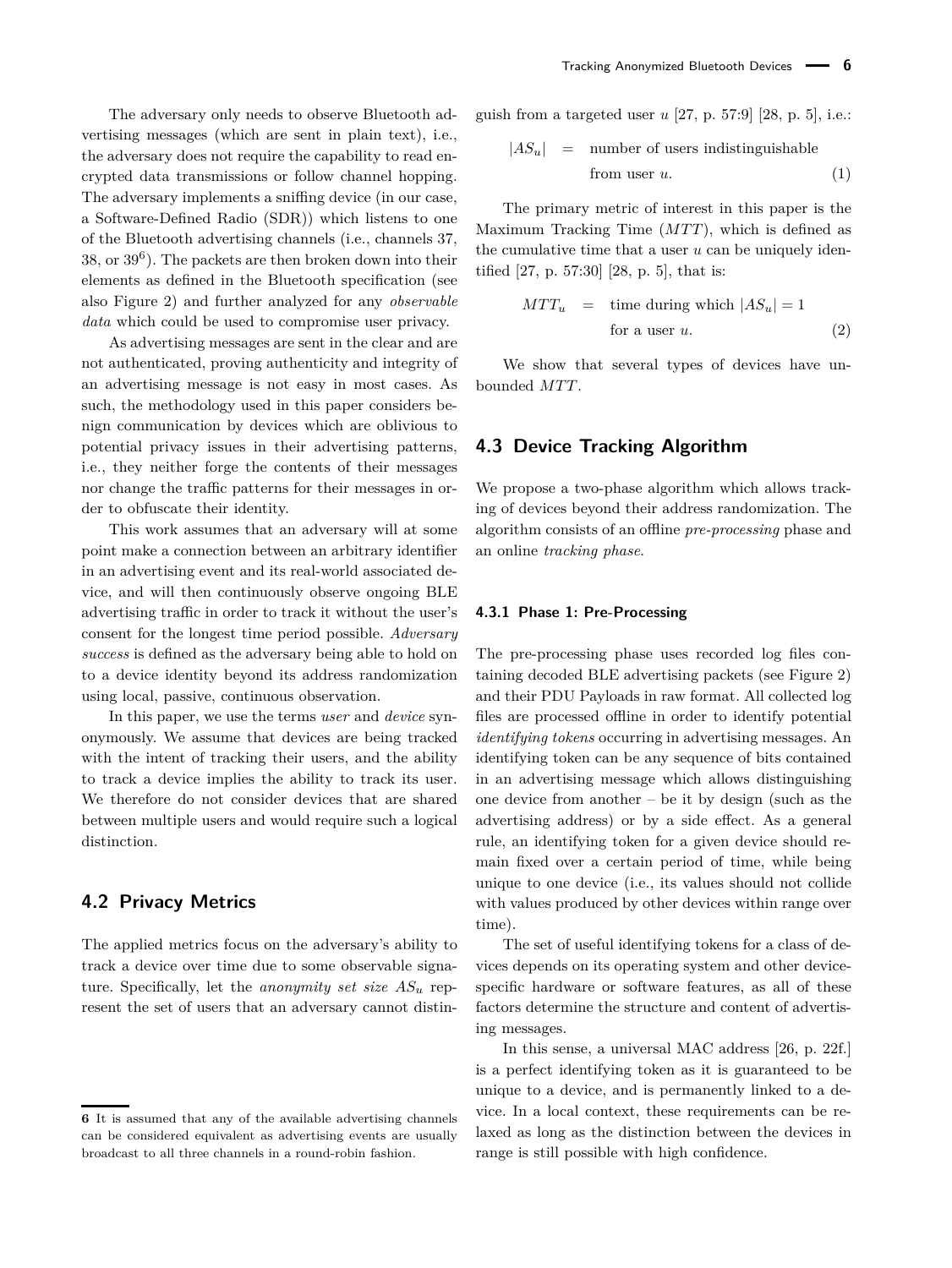The adversary only needs to observe Bluetooth advertising messages (which are sent in plain text), i.e., the adversary does not require the capability to read encrypted data transmissions or follow channel hopping. The adversary implements a sniffing device (in our case, a Software-Defined Radio (SDR)) which listens to one of the Bluetooth advertising channels (i.e., channels 37, 38, or 39[6]). The packets are then broken down into their elements as defined in the Bluetooth specification (see also Figure 2) and further analyzed for any *observable data* which could be used to compromise user privacy.

As advertising messages are sent in the clear and are not authenticated, proving authenticity and integrity of an advertising message is not easy in most cases. As such, the methodology used in this paper considers benign communication by devices which are oblivious to potential privacy issues in their advertising patterns, i.e., they neither forge the contents of their messages nor change the traffic patterns for their messages in order to obfuscate their identity.

This work assumes that an adversary will at some point make a connection between an arbitrary identifier in an advertising event and its real-world associated device, and will then continuously observe ongoing BLE advertising traffic in order to track it without the user's consent for the longest time period possible. *Adversary success* is defined as the adversary being able to hold on to a device identity beyond its address randomization using local, passive, continuous observation.

In this paper, we use the terms *user* and *device* synonymously. We assume that devices are being tracked with the intent of tracking their users, and the ability to track a device implies the ability to track its user. We therefore do not consider devices that are shared between multiple users and would require such a logical distinction.

## 4.2 Privacy Metrics

The applied metrics focus on the adversary's ability to track a device over time due to some observable signature. Specifically, let the *anonymity set size* $AS_u$ represent the set of users that an adversary cannot distinguish from a targeted user $u$ [27, p. 57:9] [28, p. 5], i.e.:

$$|AS_u| \quad = \quad \text{number of users indistinguishable from user } u. \tag{1}$$

The primary metric of interest in this paper is the Maximum Tracking Time ($MTT$), which is defined as the cumulative time that a user $u$ can be uniquely identified [27, p. 57:30] [28, p. 5], that is:

$$MTT_u \quad = \quad \text{time during which } |AS_u| = 1 \text{ for a user } u. \tag{2}$$

We show that several types of devices have unbounded $MTT$.

## 4.3 Device Tracking Algorithm

We propose a two-phase algorithm which allows tracking of devices beyond their address randomization. The algorithm consists of an offline *pre-processing* phase and an online *tracking phase*.

### 4.3.1 Phase 1: Pre-Processing

The pre-processing phase uses recorded log files containing decoded BLE advertising packets (see Figure 2) and their PDU Payloads in raw format. All collected log files are processed offline in order to identify potential *identifying tokens* occurring in advertising messages. An identifying token can be any sequence of bits contained in an advertising message which allows distinguishing one device from another – be it by design (such as the advertising address) or by a side effect. As a general rule, an identifying token for a given device should remain fixed over a certain period of time, while being unique to one device (i.e., its values should not collide with values produced by other devices within range over time).

The set of useful identifying tokens for a class of devices depends on its operating system and other device-specific hardware or software features, as all of these factors determine the structure and content of advertising messages.

In this sense, a universal MAC address [26, p. 22f.] is a perfect identifying token as it is guaranteed to be unique to a device, and is permanently linked to a device. In a local context, these requirements can be relaxed as long as the distinction between the devices in range is still possible with high confidence.

---

[6] It is assumed that any of the available advertising channels can be considered equivalent as advertising events are usually broadcast to all three channels in a round-robin fashion.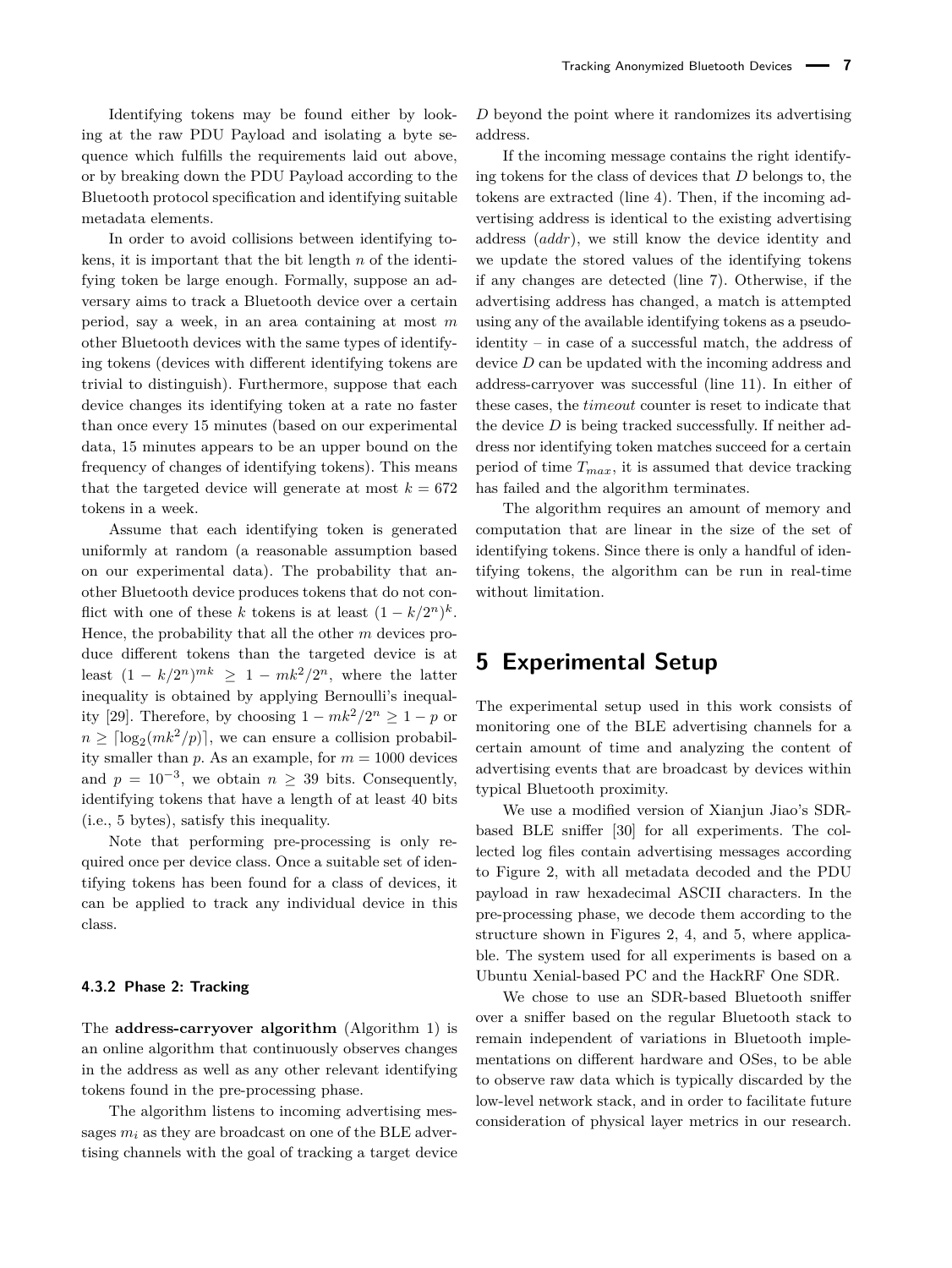Identifying tokens may be found either by looking at the raw PDU Payload and isolating a byte sequence which fulfills the requirements laid out above, or by breaking down the PDU Payload according to the Bluetooth protocol specification and identifying suitable metadata elements.

In order to avoid collisions between identifying tokens, it is important that the bit length $n$ of the identifying token be large enough. Formally, suppose an adversary aims to track a Bluetooth device over a certain period, say a week, in an area containing at most $m$ other Bluetooth devices with the same types of identifying tokens (devices with different identifying tokens are trivial to distinguish). Furthermore, suppose that each device changes its identifying token at a rate no faster than once every 15 minutes (based on our experimental data, 15 minutes appears to be an upper bound on the frequency of changes of identifying tokens). This means that the targeted device will generate at most $k = 672$ tokens in a week.

Assume that each identifying token is generated uniformly at random (a reasonable assumption based on our experimental data). The probability that another Bluetooth device produces tokens that do not conflict with one of these $k$ tokens is at least $(1 - k/2^n)^k$. Hence, the probability that all the other $m$ devices produce different tokens than the targeted device is at least $(1 - k/2^n)^{mk} \geq 1 - mk^2/2^n$, where the latter inequality is obtained by applying Bernoulli's inequality [29]. Therefore, by choosing $1 - mk^2/2^n \geq 1 - p$ or $n \geq \lceil \log_2(mk^2/p) \rceil$, we can ensure a collision probability smaller than $p$. As an example, for $m = 1000$ devices and $p = 10^{-3}$, we obtain $n \geq 39$ bits. Consequently, identifying tokens that have a length of at least 40 bits (i.e., 5 bytes), satisfy this inequality.

Note that performing pre-processing is only required once per device class. Once a suitable set of identifying tokens has been found for a class of devices, it can be applied to track any individual device in this class.

#### 4.3.2 Phase 2: Tracking

The **address-carryover algorithm** (Algorithm 1) is an online algorithm that continuously observes changes in the address as well as any other relevant identifying tokens found in the pre-processing phase.

The algorithm listens to incoming advertising messages $m_i$ as they are broadcast on one of the BLE advertising channels with the goal of tracking a target device $D$ beyond the point where it randomizes its advertising address.

If the incoming message contains the right identifying tokens for the class of devices that $D$ belongs to, the tokens are extracted (line 4). Then, if the incoming advertising address is identical to the existing advertising address (*addr*), we still know the device identity and we update the stored values of the identifying tokens if any changes are detected (line 7). Otherwise, if the advertising address has changed, a match is attempted using any of the available identifying tokens as a pseudo-identity – in case of a successful match, the address of device $D$ can be updated with the incoming address and address-carryover was successful (line 11). In either of these cases, the *timeout* counter is reset to indicate that the device $D$ is being tracked successfully. If neither address nor identifying token matches succeed for a certain period of time $T_{max}$, it is assumed that device tracking has failed and the algorithm terminates.

The algorithm requires an amount of memory and computation that are linear in the size of the set of identifying tokens. Since there is only a handful of identifying tokens, the algorithm can be run in real-time without limitation.

## 5 Experimental Setup

The experimental setup used in this work consists of monitoring one of the BLE advertising channels for a certain amount of time and analyzing the content of advertising events that are broadcast by devices within typical Bluetooth proximity.

We use a modified version of Xianjun Jiao's SDR-based BLE sniffer [30] for all experiments. The collected log files contain advertising messages according to Figure 2, with all metadata decoded and the PDU payload in raw hexadecimal ASCII characters. In the pre-processing phase, we decode them according to the structure shown in Figures 2, 4, and 5, where applicable. The system used for all experiments is based on a Ubuntu Xenial-based PC and the HackRF One SDR.

We chose to use an SDR-based Bluetooth sniffer over a sniffer based on the regular Bluetooth stack to remain independent of variations in Bluetooth implementations on different hardware and OSes, to be able to observe raw data which is typically discarded by the low-level network stack, and in order to facilitate future consideration of physical layer metrics in our research.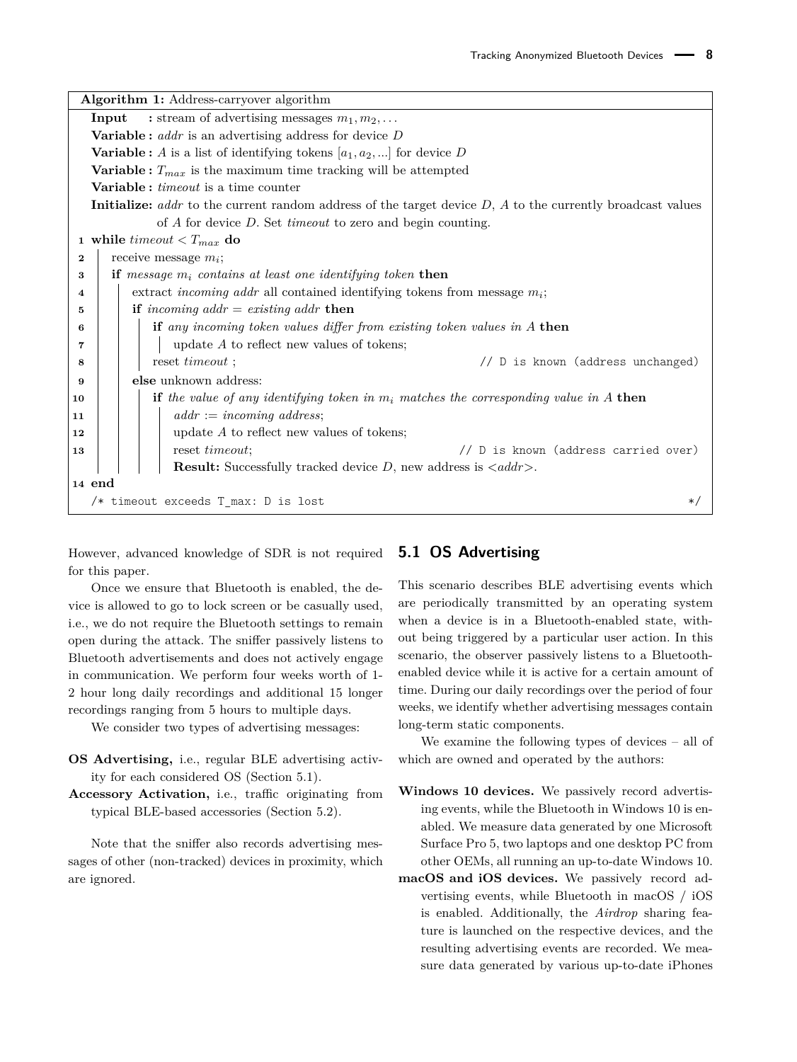**Algorithm 1:** Address-carryover algorithm

```
Input     : stream of advertising messages m_1, m_2, ...
Variable : addr is an advertising address for device D
Variable : A is a list of identifying tokens [a_1, a_2, ...] for device D
Variable : T_max is the maximum time tracking will be attempted
Variable : timeout is a time counter
Initialize: addr to the current random address of the target device D, A to the currently broadcast values
            of A for device D. Set timeout to zero and begin counting.
1  while timeout < T_max do
2      receive message m_i;
3      if message m_i contains at least one identifying token then
4          extract incoming addr all contained identifying tokens from message m_i;
5          if incoming addr = existing addr then
6              if any incoming token values differ from existing token values in A then
7                  update A to reflect new values of tokens;
8              reset timeout ;                          // D is known (address unchanged)
9          else unknown address:
10             if the value of any identifying token in m_i matches the corresponding value in A then
11                 addr := incoming address;
12                 update A to reflect new values of tokens;
13                 reset timeout;                       // D is known (address carried over)
                   Result: Successfully tracked device D, new address is <addr>.
14 end
   /* timeout exceeds T_max: D is lost */
```

However, advanced knowledge of SDR is not required for this paper.

Once we ensure that Bluetooth is enabled, the device is allowed to go to lock screen or be casually used, i.e., we do not require the Bluetooth settings to remain open during the attack. The sniffer passively listens to Bluetooth advertisements and does not actively engage in communication. We perform four weeks worth of 1-2 hour long daily recordings and additional 15 longer recordings ranging from 5 hours to multiple days.

We consider two types of advertising messages:

**OS Advertising,** i.e., regular BLE advertising activity for each considered OS (Section 5.1).

**Accessory Activation,** i.e., traffic originating from typical BLE-based accessories (Section 5.2).

Note that the sniffer also records advertising messages of other (non-tracked) devices in proximity, which are ignored.

## 5.1 OS Advertising

This scenario describes BLE advertising events which are periodically transmitted by an operating system when a device is in a Bluetooth-enabled state, without being triggered by a particular user action. In this scenario, the observer passively listens to a Bluetooth-enabled device while it is active for a certain amount of time. During our daily recordings over the period of four weeks, we identify whether advertising messages contain long-term static components.

We examine the following types of devices – all of which are owned and operated by the authors:

**Windows 10 devices.** We passively record advertising events, while the Bluetooth in Windows 10 is enabled. We measure data generated by one Microsoft Surface Pro 5, two laptops and one desktop PC from other OEMs, all running an up-to-date Windows 10.

**macOS and iOS devices.** We passively record advertising events, while Bluetooth in macOS / iOS is enabled. Additionally, the *Airdrop* sharing feature is launched on the respective devices, and the resulting advertising events are recorded. We measure data generated by various up-to-date iPhones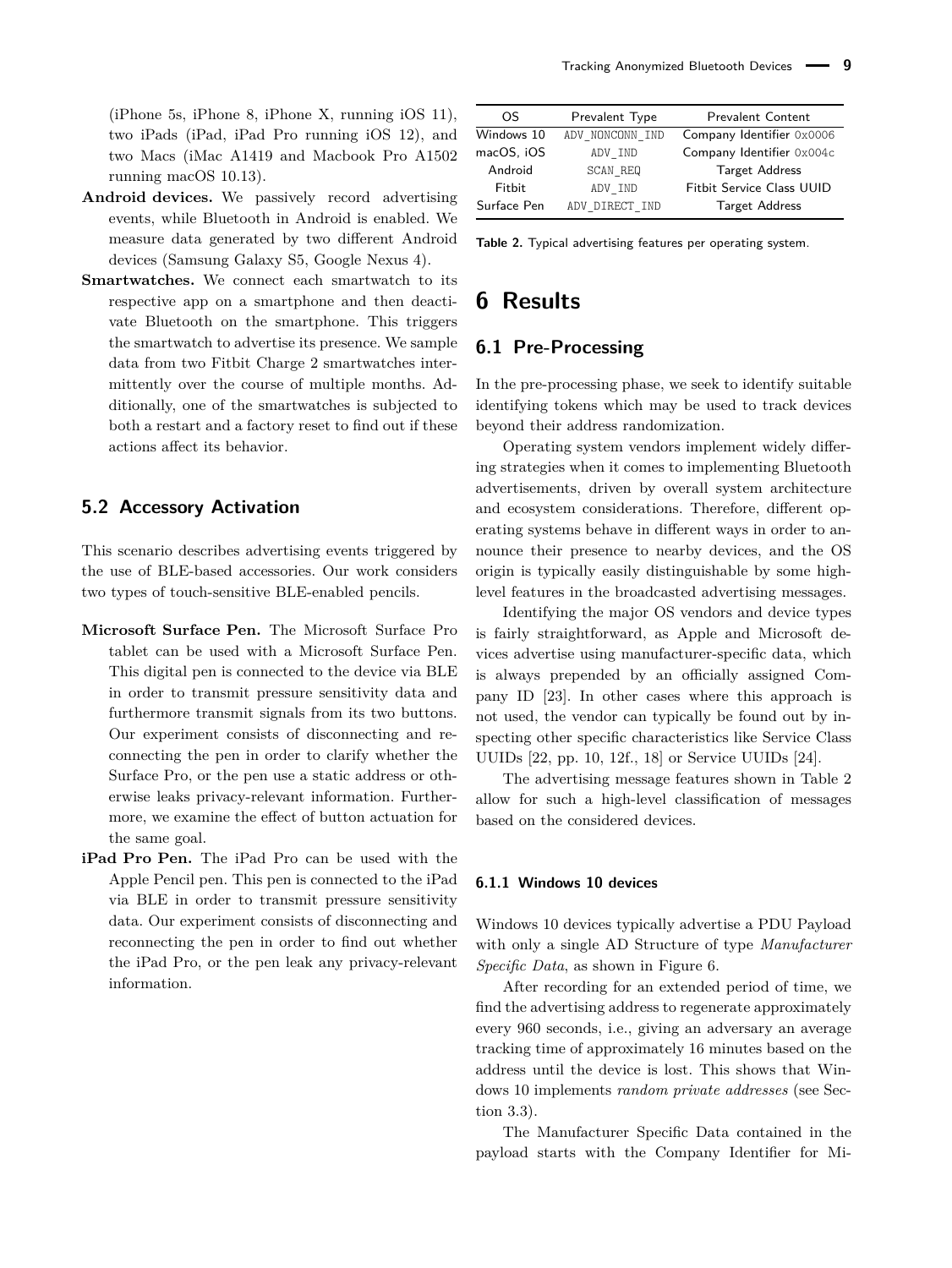(iPhone 5s, iPhone 8, iPhone X, running iOS 11), two iPads (iPad, iPad Pro running iOS 12), and two Macs (iMac A1419 and Macbook Pro A1502 running macOS 10.13).

**Android devices.** We passively record advertising events, while Bluetooth in Android is enabled. We measure data generated by two different Android devices (Samsung Galaxy S5, Google Nexus 4).

**Smartwatches.** We connect each smartwatch to its respective app on a smartphone and then deactivate Bluetooth on the smartphone. This triggers the smartwatch to advertise its presence. We sample data from two Fitbit Charge 2 smartwatches intermittently over the course of multiple months. Additionally, one of the smartwatches is subjected to both a restart and a factory reset to find out if these actions affect its behavior.

### 5.2 Accessory Activation

This scenario describes advertising events triggered by the use of BLE-based accessories. Our work considers two types of touch-sensitive BLE-enabled pencils.

**Microsoft Surface Pen.** The Microsoft Surface Pro tablet can be used with a Microsoft Surface Pen. This digital pen is connected to the device via BLE in order to transmit pressure sensitivity data and furthermore transmit signals from its two buttons. Our experiment consists of disconnecting and reconnecting the pen in order to clarify whether the Surface Pro, or the pen use a static address or otherwise leaks privacy-relevant information. Furthermore, we examine the effect of button actuation for the same goal.

**iPad Pro Pen.** The iPad Pro can be used with the Apple Pencil pen. This pen is connected to the iPad via BLE in order to transmit pressure sensitivity data. Our experiment consists of disconnecting and reconnecting the pen in order to find out whether the iPad Pro, or the pen leak any privacy-relevant information.

| OS | Prevalent Type | Prevalent Content |
|---|---|---|
| Windows 10 | ADV_NONCONN_IND | Company Identifier 0x0006 |
| macOS, iOS | ADV_IND | Company Identifier 0x004c |
| Android | SCAN_REQ | Target Address |
| Fitbit | ADV_IND | Fitbit Service Class UUID |
| Surface Pen | ADV_DIRECT_IND | Target Address |

**Table 2.** Typical advertising features per operating system.

# 6 Results

## 6.1 Pre-Processing

In the pre-processing phase, we seek to identify suitable identifying tokens which may be used to track devices beyond their address randomization.

Operating system vendors implement widely differing strategies when it comes to implementing Bluetooth advertisements, driven by overall system architecture and ecosystem considerations. Therefore, different operating systems behave in different ways in order to announce their presence to nearby devices, and the OS origin is typically easily distinguishable by some high-level features in the broadcasted advertising messages.

Identifying the major OS vendors and device types is fairly straightforward, as Apple and Microsoft devices advertise using manufacturer-specific data, which is always prepended by an officially assigned Company ID [23]. In other cases where this approach is not used, the vendor can typically be found out by inspecting other specific characteristics like Service Class UUIDs [22, pp. 10, 12f., 18] or Service UUIDs [24].

The advertising message features shown in Table 2 allow for such a high-level classification of messages based on the considered devices.

#### 6.1.1 Windows 10 devices

Windows 10 devices typically advertise a PDU Payload with only a single AD Structure of type *Manufacturer Specific Data*, as shown in Figure 6.

After recording for an extended period of time, we find the advertising address to regenerate approximately every 960 seconds, i.e., giving an adversary an average tracking time of approximately 16 minutes based on the address until the device is lost. This shows that Windows 10 implements *random private addresses* (see Section 3.3).

The Manufacturer Specific Data contained in the payload starts with the Company Identifier for Mi-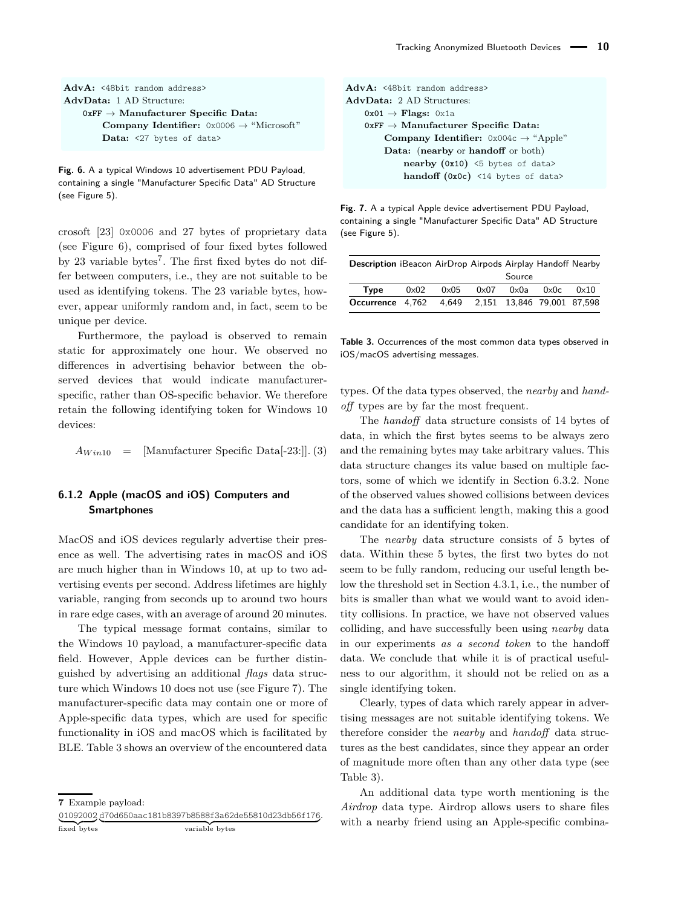**AdvA:** `<48bit random address>`
**AdvData:** 1 AD Structure:
  `0xFF` → **Manufacturer Specific Data:**
    **Company Identifier:** `0x0006` → "Microsoft"
    **Data:** `<27 bytes of data>`

**Fig. 6.** A a typical Windows 10 advertisement PDU Payload, containing a single "Manufacturer Specific Data" AD Structure (see Figure 5).

crosoft [23] 0x0006 and 27 bytes of proprietary data (see Figure 6), comprised of four fixed bytes followed by 23 variable bytes[7]. The first fixed bytes do not differ between computers, i.e., they are not suitable to be used as identifying tokens. The 23 variable bytes, however, appear uniformly random and, in fact, seem to be unique per device.

Furthermore, the payload is observed to remain static for approximately one hour. We observed no differences in advertising behavior between the observed devices that would indicate manufacturer-specific, rather than OS-specific behavior. We therefore retain the following identifying token for Windows 10 devices:

$$A_{Win10} \quad = \quad \text{[Manufacturer Specific Data[-23:]]}. \tag{3}$$

### 6.1.2 Apple (macOS and iOS) Computers and Smartphones

MacOS and iOS devices regularly advertise their presence as well. The advertising rates in macOS and iOS are much higher than in Windows 10, at up to two advertising events per second. Address lifetimes are highly variable, ranging from seconds up to around two hours in rare edge cases, with an average of around 20 minutes.

The typical message format contains, similar to the Windows 10 payload, a manufacturer-specific data field. However, Apple devices can be further distinguished by advertising an additional *flags* data structure which Windows 10 does not use (see Figure 7). The manufacturer-specific data may contain one or more of Apple-specific data types, which are used for specific functionality in iOS and macOS which is facilitated by BLE. Table 3 shows an overview of the encountered data types. Of the data types observed, the *nearby* and *handoff* types are by far the most frequent.

**AdvA:** `<48bit random address>`
**AdvData:** 2 AD Structures:
  `0x01` → **Flags:** `0x1a`
  `0xFF` → **Manufacturer Specific Data:**
    **Company Identifier:** `0x004c` → "Apple"
    **Data:** (**nearby** or **handoff** or both)
      **nearby (`0x10`)** `<5 bytes of data>`
      **handoff (`0x0c`)** `<14 bytes of data>`

**Fig. 7.** A a typical Apple device advertisement PDU Payload, containing a single "Manufacturer Specific Data" AD Structure (see Figure 5).

| Description | iBeacon | AirDrop | Airpods | Airplay Source | Handoff | Nearby |
|---|---|---|---|---|---|---|
| Type | 0x02 | 0x05 | 0x07 | 0x0a | 0x0c | 0x10 |
| Occurrence | 4,762 | 4,649 | 2,151 | 13,846 | 79,001 | 87,598 |

**Table 3.** Occurrences of the most common data types observed in iOS/macOS advertising messages.

The *handoff* data structure consists of 14 bytes of data, in which the first bytes seems to be always zero and the remaining bytes may take arbitrary values. This data structure changes its value based on multiple factors, some of which we identify in Section 6.3.2. None of the observed values showed collisions between devices and the data has a sufficient length, making this a good candidate for an identifying token.

The *nearby* data structure consists of 5 bytes of data. Within these 5 bytes, the first two bytes do not seem to be fully random, reducing our useful length below the threshold set in Section 4.3.1, i.e., the number of bits is smaller than what we would want to avoid identity collisions. In practice, we have not observed values colliding, and have successfully been using *nearby* data in our experiments *as a second token* to the handoff data. We conclude that while it is of practical usefulness to our algorithm, it should not be relied on as a single identifying token.

Clearly, types of data which rarely appear in advertising messages are not suitable identifying tokens. We therefore consider the *nearby* and *handoff* data structures as the best candidates, since they appear an order of magnitude more often than any other data type (see Table 3).

An additional data type worth mentioning is the *Airdrop* data type. Airdrop allows users to share files with a nearby friend using an Apple-specific combina-

---

[7] Example payload: 01092002 (fixed bytes) d70d650aac181b8397b8588f3a62de55810d23db56f176 (variable bytes).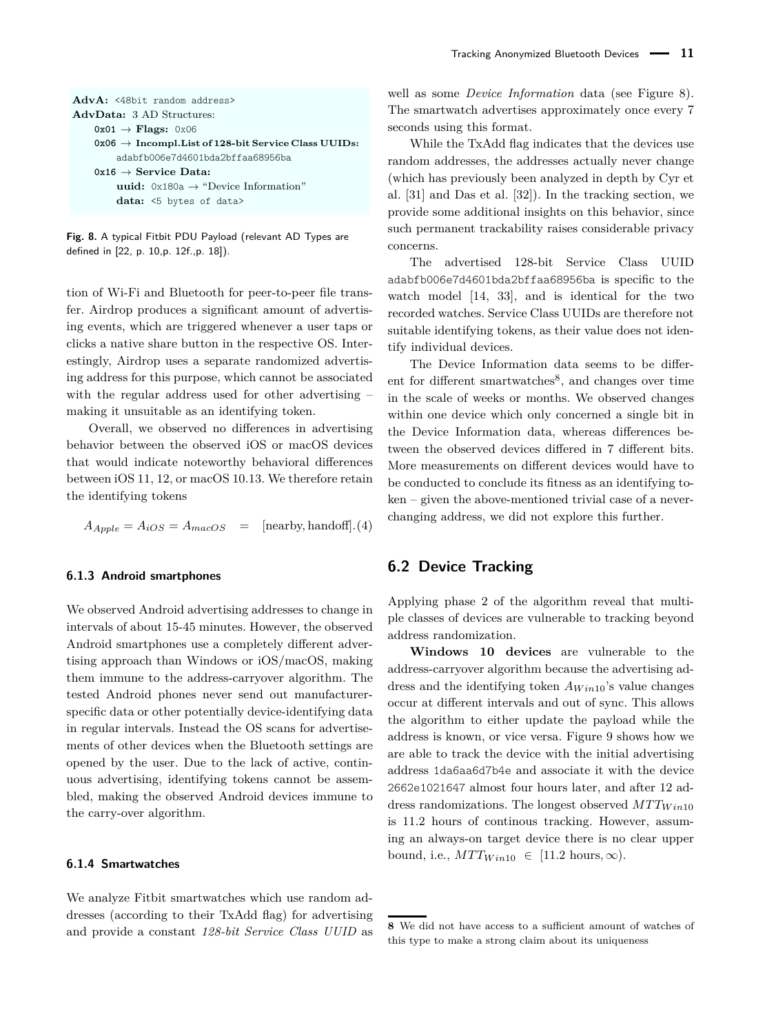```
AdvA: <48bit random address>
AdvData: 3 AD Structures:
    0x01 → Flags: 0x06
    0x06 → Incompl.List of 128-bit Service Class UUIDs:
        adabfb006e7d4601bda2bffaa68956ba
    0x16 → Service Data:
        uuid: 0x180a → "Device Information"
        data: <5 bytes of data>
```

**Fig. 8.** A typical Fitbit PDU Payload (relevant AD Types are defined in [22, p. 10,p. 12f.,p. 18]).

tion of Wi-Fi and Bluetooth for peer-to-peer file transfer. Airdrop produces a significant amount of advertising events, which are triggered whenever a user taps or clicks a native share button in the respective OS. Interestingly, Airdrop uses a separate randomized advertising address for this purpose, which cannot be associated with the regular address used for other advertising – making it unsuitable as an identifying token.

Overall, we observed no differences in advertising behavior between the observed iOS or macOS devices that would indicate noteworthy behavioral differences between iOS 11, 12, or macOS 10.13. We therefore retain the identifying tokens

$$A_{Apple} = A_{iOS} = A_{macOS} \quad = \quad [\text{nearby}, \text{handoff}]. \quad (4)$$

#### 6.1.3 Android smartphones

We observed Android advertising addresses to change in intervals of about 15-45 minutes. However, the observed Android smartphones use a completely different advertising approach than Windows or iOS/macOS, making them immune to the address-carryover algorithm. The tested Android phones never send out manufacturer-specific data or other potentially device-identifying data in regular intervals. Instead the OS scans for advertisements of other devices when the Bluetooth settings are opened by the user. Due to the lack of active, continuous advertising, identifying tokens cannot be assembled, making the observed Android devices immune to the carry-over algorithm.

#### 6.1.4 Smartwatches

We analyze Fitbit smartwatches which use random addresses (according to their TxAdd flag) for advertising and provide a constant *128-bit Service Class UUID* as well as some *Device Information* data (see Figure 8). The smartwatch advertises approximately once every 7 seconds using this format.

While the TxAdd flag indicates that the devices use random addresses, the addresses actually never change (which has previously been analyzed in depth by Cyr et al. [31] and Das et al. [32]). In the tracking section, we provide some additional insights on this behavior, since such permanent trackability raises considerable privacy concerns.

The advertised 128-bit Service Class UUID `adabfb006e7d4601bda2bffaa68956ba` is specific to the watch model [14, 33], and is identical for the two recorded watches. Service Class UUIDs are therefore not suitable identifying tokens, as their value does not identify individual devices.

The Device Information data seems to be different for different smartwatches[8], and changes over time in the scale of weeks or months. We observed changes within one device which only concerned a single bit in the Device Information data, whereas differences between the observed devices differed in 7 different bits. More measurements on different devices would have to be conducted to conclude its fitness as an identifying token – given the above-mentioned trivial case of a never-changing address, we did not explore this further.

## 6.2 Device Tracking

Applying phase 2 of the algorithm reveal that multiple classes of devices are vulnerable to tracking beyond address randomization.

**Windows 10 devices** are vulnerable to the address-carryover algorithm because the advertising address and the identifying token $A_{Win10}$'s value changes occur at different intervals and out of sync. This allows the algorithm to either update the payload while the address is known, or vice versa. Figure 9 shows how we are able to track the device with the initial advertising address `1da6aa6d7b4e` and associate it with the device `2662e1021647` almost four hours later, and after 12 address randomizations. The longest observed $MTT_{Win10}$ is 11.2 hours of continous tracking. However, assuming an always-on target device there is no clear upper bound, i.e., $MTT_{Win10} \in [11.2 \text{ hours}, \infty)$.

[8] We did not have access to a sufficient amount of watches of this type to make a strong claim about its uniqueness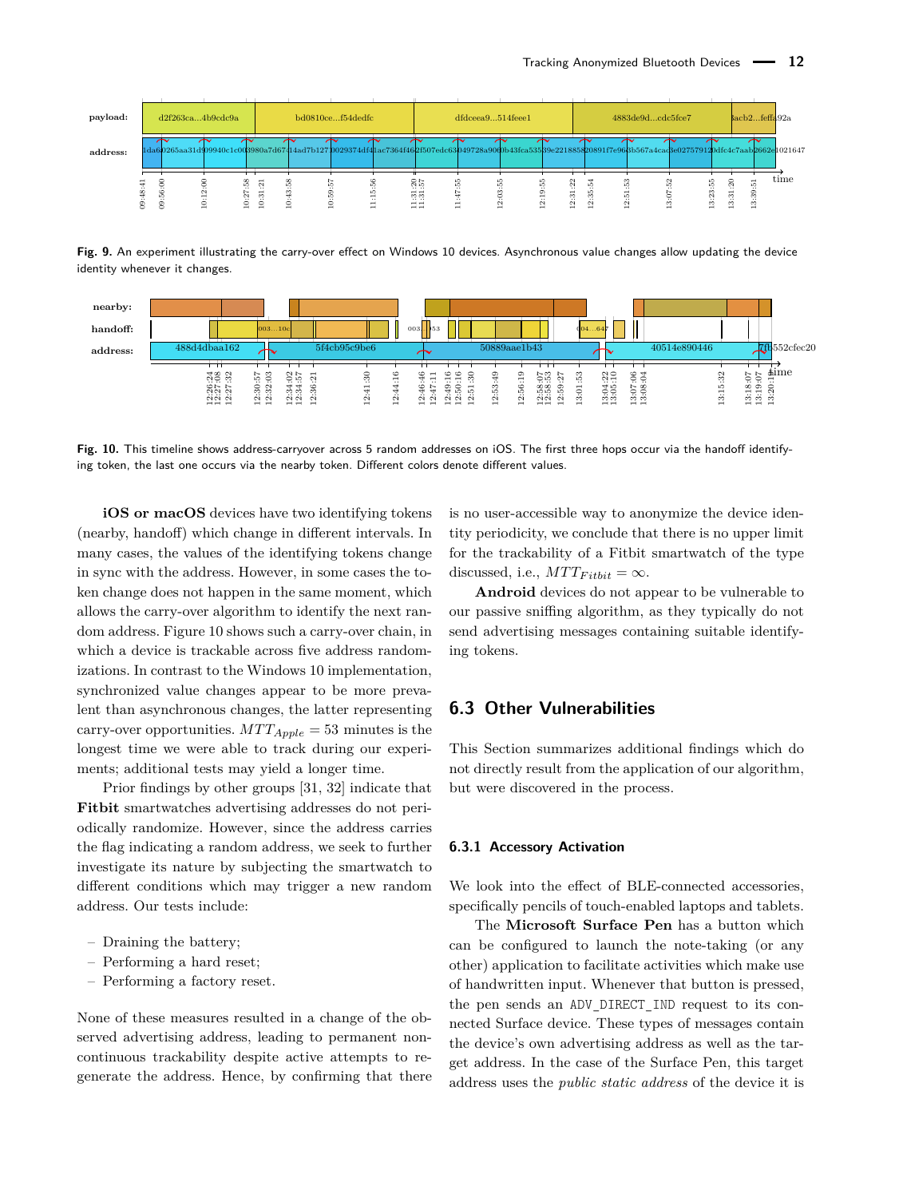Fig. 9. An experiment illustrating the carry-over effect on Windows 10 devices. Asynchronous value changes allow updating the device identity whenever it changes.

Fig. 10. This timeline shows address-carryover across 5 random addresses on iOS. The first three hops occur via the handoff identifying token, the last one occurs via the nearby token. Different colors denote different values.

**iOS or macOS** devices have two identifying tokens (nearby, handoff) which change in different intervals. In many cases, the values of the identifying tokens change in sync with the address. However, in some cases the token change does not happen in the same moment, which allows the carry-over algorithm to identify the next random address. Figure 10 shows such a carry-over chain, in which a device is trackable across five address randomizations. In contrast to the Windows 10 implementation, synchronized value changes appear to be more prevalent than asynchronous changes, the latter representing carry-over opportunities. $MTT_{Apple} = 53$ minutes is the longest time we were able to track during our experiments; additional tests may yield a longer time.

Prior findings by other groups [31, 32] indicate that **Fitbit** smartwatches advertising addresses do not periodically randomize. However, since the address carries the flag indicating a random address, we seek to further investigate its nature by subjecting the smartwatch to different conditions which may trigger a new random address. Our tests include:

- Draining the battery;
- Performing a hard reset;
- Performing a factory reset.

None of these measures resulted in a change of the observed advertising address, leading to permanent non-continuous trackability despite active attempts to regenerate the address. Hence, by confirming that there is no user-accessible way to anonymize the device identity periodicity, we conclude that there is no upper limit for the trackability of a Fitbit smartwatch of the type discussed, i.e., $MTT_{Fitbit} = \infty$.

**Android** devices do not appear to be vulnerable to our passive sniffing algorithm, as they typically do not send advertising messages containing suitable identifying tokens.

## 6.3 Other Vulnerabilities

This Section summarizes additional findings which do not directly result from the application of our algorithm, but were discovered in the process.

### 6.3.1 Accessory Activation

We look into the effect of BLE-connected accessories, specifically pencils of touch-enabled laptops and tablets.

The **Microsoft Surface Pen** has a button which can be configured to launch the note-taking (or any other) application to facilitate activities which make use of handwritten input. Whenever that button is pressed, the pen sends an `ADV_DIRECT_IND` request to its connected Surface device. These types of messages contain the device's own advertising address as well as the target address. In the case of the Surface Pen, this target address uses the *public static address* of the device it is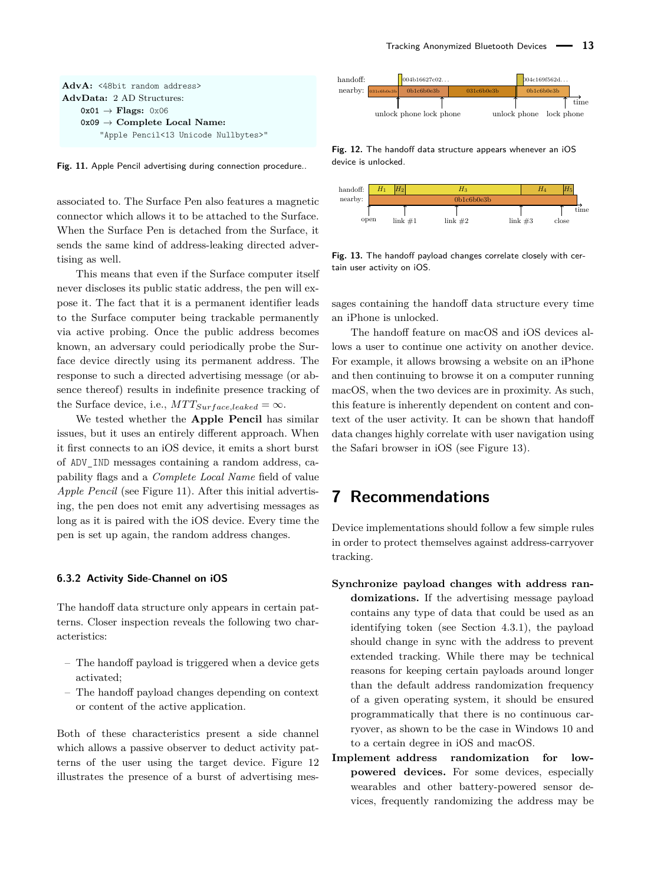```
AdvA: <48bit random address>
AdvData: 2 AD Structures:
    0x01 → Flags: 0x06
    0x09 → Complete Local Name:
        "Apple Pencil<13 Unicode Nullbytes>"
```

Fig. 11. Apple Pencil advertising during connection procedure..

associated to. The Surface Pen also features a magnetic connector which allows it to be attached to the Surface. When the Surface Pen is detached from the Surface, it sends the same kind of address-leaking directed advertising as well.

This means that even if the Surface computer itself never discloses its public static address, the pen will expose it. The fact that it is a permanent identifier leads to the Surface computer being trackable permanently via active probing. Once the public address becomes known, an adversary could periodically probe the Surface device directly using its permanent address. The response to such a directed advertising message (or absence thereof) results in indefinite presence tracking of the Surface device, i.e., $MTT_{Surface,leaked} = \infty$.

We tested whether the **Apple Pencil** has similar issues, but it uses an entirely different approach. When it first connects to an iOS device, it emits a short burst of ADV_IND messages containing a random address, capability flags and a *Complete Local Name* field of value *Apple Pencil* (see Figure 11). After this initial advertising, the pen does not emit any advertising messages as long as it is paired with the iOS device. Every time the pen is set up again, the random address changes.

### 6.3.2 Activity Side-Channel on iOS

The handoff data structure only appears in certain patterns. Closer inspection reveals the following two characteristics:

- The handoff payload is triggered when a device gets activated;
- The handoff payload changes depending on context or content of the active application.

Both of these characteristics present a side channel which allows a passive observer to deduct activity patterns of the user using the target device. Figure 12 illustrates the presence of a burst of advertising messages containing the handoff data structure every time an iPhone is unlocked.

Fig. 12. The handoff data structure appears whenever an iOS device is unlocked.

Fig. 13. The handoff payload changes correlate closely with certain user activity on iOS.

The handoff feature on macOS and iOS devices allows a user to continue one activity on another device. For example, it allows browsing a website on an iPhone and then continuing to browse it on a computer running macOS, when the two devices are in proximity. As such, this feature is inherently dependent on content and context of the user activity. It can be shown that handoff data changes highly correlate with user navigation using the Safari browser in iOS (see Figure 13).

## 7 Recommendations

Device implementations should follow a few simple rules in order to protect themselves against address-carryover tracking.

**Synchronize payload changes with address randomizations.** If the advertising message payload contains any type of data that could be used as an identifying token (see Section 4.3.1), the payload should change in sync with the address to prevent extended tracking. While there may be technical reasons for keeping certain payloads around longer than the default address randomization frequency of a given operating system, it should be ensured programmatically that there is no continuous carryover, as shown to be the case in Windows 10 and to a certain degree in iOS and macOS.

**Implement address randomization for low-powered devices.** For some devices, especially wearables and other battery-powered sensor devices, frequently randomizing the address may be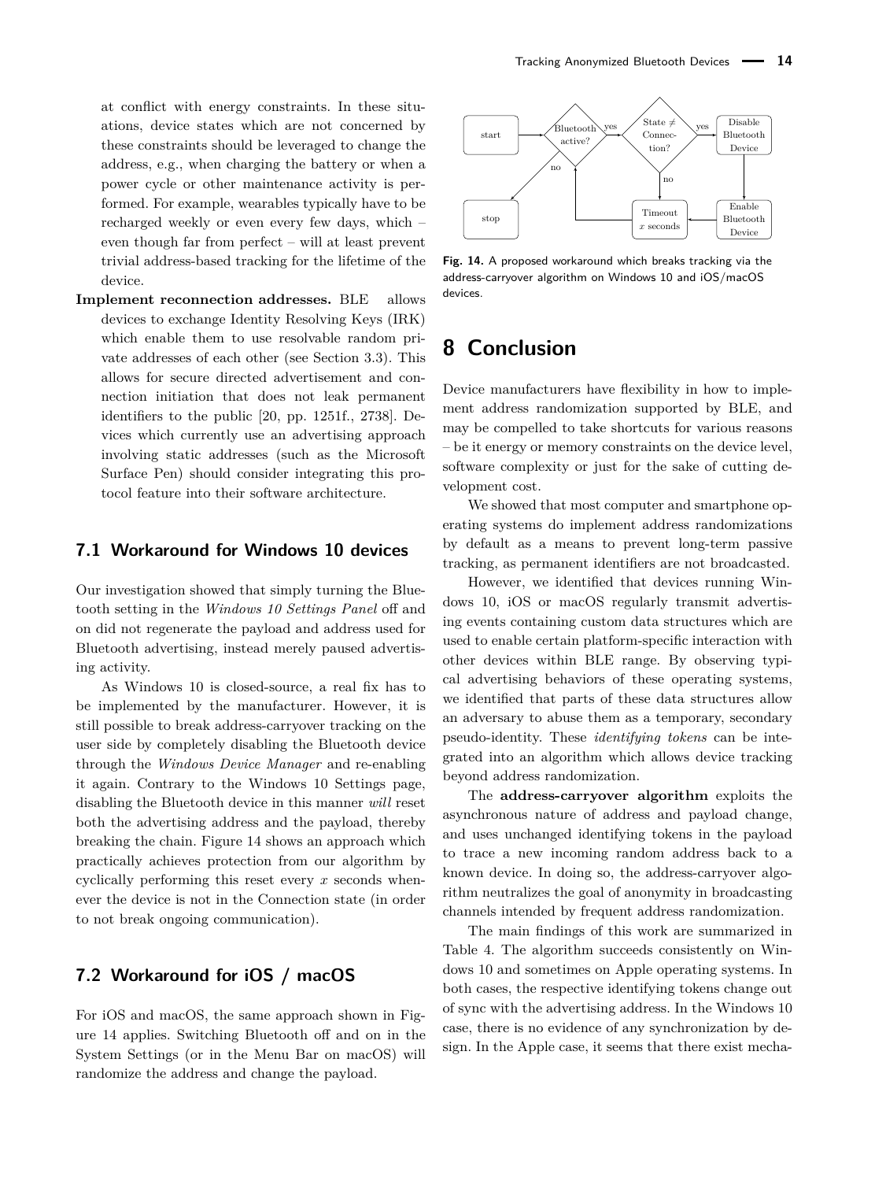at conflict with energy constraints. In these situations, device states which are not concerned by these constraints should be leveraged to change the address, e.g., when charging the battery or when a power cycle or other maintenance activity is performed. For example, wearables typically have to be recharged weekly or even every few days, which – even though far from perfect – will at least prevent trivial address-based tracking for the lifetime of the device.

**Implement reconnection addresses.** BLE allows devices to exchange Identity Resolving Keys (IRK) which enable them to use resolvable random private addresses of each other (see Section 3.3). This allows for secure directed advertisement and connection initiation that does not leak permanent identifiers to the public [20, pp. 1251f., 2738]. Devices which currently use an advertising approach involving static addresses (such as the Microsoft Surface Pen) should consider integrating this protocol feature into their software architecture.

## 7.1 Workaround for Windows 10 devices

Our investigation showed that simply turning the Bluetooth setting in the *Windows 10 Settings Panel* off and on did not regenerate the payload and address used for Bluetooth advertising, instead merely paused advertising activity.

As Windows 10 is closed-source, a real fix has to be implemented by the manufacturer. However, it is still possible to break address-carryover tracking on the user side by completely disabling the Bluetooth device through the *Windows Device Manager* and re-enabling it again. Contrary to the Windows 10 Settings page, disabling the Bluetooth device in this manner *will* reset both the advertising address and the payload, thereby breaking the chain. Figure 14 shows an approach which practically achieves protection from our algorithm by cyclically performing this reset every $x$ seconds whenever the device is not in the Connection state (in order to not break ongoing communication).

## 7.2 Workaround for iOS / macOS

For iOS and macOS, the same approach shown in Figure 14 applies. Switching Bluetooth off and on in the System Settings (or in the Menu Bar on macOS) will randomize the address and change the payload.

start → Bluetooth active? —yes→ State ≠ Connection? —yes→ Disable Bluetooth Device → Enable Bluetooth Device → Timeout $x$ seconds → (back to Bluetooth active?)

Bluetooth active? —no→ stop

State ≠ Connection? —no→ Timeout $x$ seconds

**Fig. 14.** A proposed workaround which breaks tracking via the address-carryover algorithm on Windows 10 and iOS/macOS devices.

# 8 Conclusion

Device manufacturers have flexibility in how to implement address randomization supported by BLE, and may be compelled to take shortcuts for various reasons – be it energy or memory constraints on the device level, software complexity or just for the sake of cutting development cost.

We showed that most computer and smartphone operating systems do implement address randomizations by default as a means to prevent long-term passive tracking, as permanent identifiers are not broadcasted.

However, we identified that devices running Windows 10, iOS or macOS regularly transmit advertising events containing custom data structures which are used to enable certain platform-specific interaction with other devices within BLE range. By observing typical advertising behaviors of these operating systems, we identified that parts of these data structures allow an adversary to abuse them as a temporary, secondary pseudo-identity. These *identifying tokens* can be integrated into an algorithm which allows device tracking beyond address randomization.

The **address-carryover algorithm** exploits the asynchronous nature of address and payload change, and uses unchanged identifying tokens in the payload to trace a new incoming random address back to a known device. In doing so, the address-carryover algorithm neutralizes the goal of anonymity in broadcasting channels intended by frequent address randomization.

The main findings of this work are summarized in Table 4. The algorithm succeeds consistently on Windows 10 and sometimes on Apple operating systems. In both cases, the respective identifying tokens change out of sync with the advertising address. In the Windows 10 case, there is no evidence of any synchronization by design. In the Apple case, it seems that there exist mecha-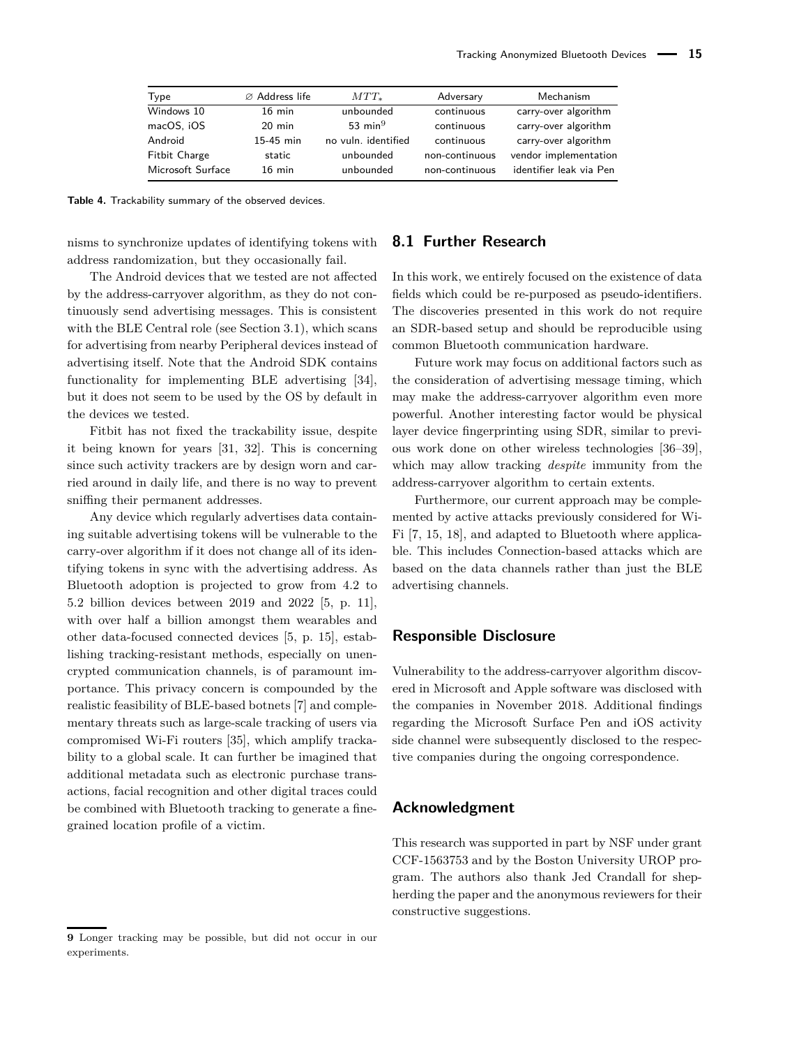| Type | ∅ Address life | $MTT_*$ | Adversary | Mechanism |
|---|---|---|---|---|
| Windows 10 | 16 min | unbounded | continuous | carry-over algorithm |
| macOS, iOS | 20 min | 53 min[9] | continuous | carry-over algorithm |
| Android | 15-45 min | no vuln. identified | continuous | carry-over algorithm |
| Fitbit Charge | static | unbounded | non-continuous | vendor implementation |
| Microsoft Surface | 16 min | unbounded | non-continuous | identifier leak via Pen |

**Table 4.** Trackability summary of the observed devices.

nisms to synchronize updates of identifying tokens with address randomization, but they occasionally fail.

The Android devices that we tested are not affected by the address-carryover algorithm, as they do not continuously send advertising messages. This is consistent with the BLE Central role (see Section 3.1), which scans for advertising from nearby Peripheral devices instead of advertising itself. Note that the Android SDK contains functionality for implementing BLE advertising [34], but it does not seem to be used by the OS by default in the devices we tested.

Fitbit has not fixed the trackability issue, despite it being known for years [31, 32]. This is concerning since such activity trackers are by design worn and carried around in daily life, and there is no way to prevent sniffing their permanent addresses.

Any device which regularly advertises data containing suitable advertising tokens will be vulnerable to the carry-over algorithm if it does not change all of its identifying tokens in sync with the advertising address. As Bluetooth adoption is projected to grow from 4.2 to 5.2 billion devices between 2019 and 2022 [5, p. 11], with over half a billion amongst them wearables and other data-focused connected devices [5, p. 15], establishing tracking-resistant methods, especially on unencrypted communication channels, is of paramount importance. This privacy concern is compounded by the realistic feasibility of BLE-based botnets [7] and complementary threats such as large-scale tracking of users via compromised Wi-Fi routers [35], which amplify trackability to a global scale. It can further be imagined that additional metadata such as electronic purchase transactions, facial recognition and other digital traces could be combined with Bluetooth tracking to generate a fine-grained location profile of a victim.

## 8.1 Further Research

In this work, we entirely focused on the existence of data fields which could be re-purposed as pseudo-identifiers. The discoveries presented in this work do not require an SDR-based setup and should be reproducible using common Bluetooth communication hardware.

Future work may focus on additional factors such as the consideration of advertising message timing, which may make the address-carryover algorithm even more powerful. Another interesting factor would be physical layer device fingerprinting using SDR, similar to previous work done on other wireless technologies [36–39], which may allow tracking *despite* immunity from the address-carryover algorithm to certain extents.

Furthermore, our current approach may be complemented by active attacks previously considered for Wi-Fi [7, 15, 18], and adapted to Bluetooth where applicable. This includes Connection-based attacks which are based on the data channels rather than just the BLE advertising channels.

## Responsible Disclosure

Vulnerability to the address-carryover algorithm discovered in Microsoft and Apple software was disclosed with the companies in November 2018. Additional findings regarding the Microsoft Surface Pen and iOS activity side channel were subsequently disclosed to the respective companies during the ongoing correspondence.

## Acknowledgment

This research was supported in part by NSF under grant CCF-1563753 and by the Boston University UROP program. The authors also thank Jed Crandall for shepherding the paper and the anonymous reviewers for their constructive suggestions.

**9** Longer tracking may be possible, but did not occur in our experiments.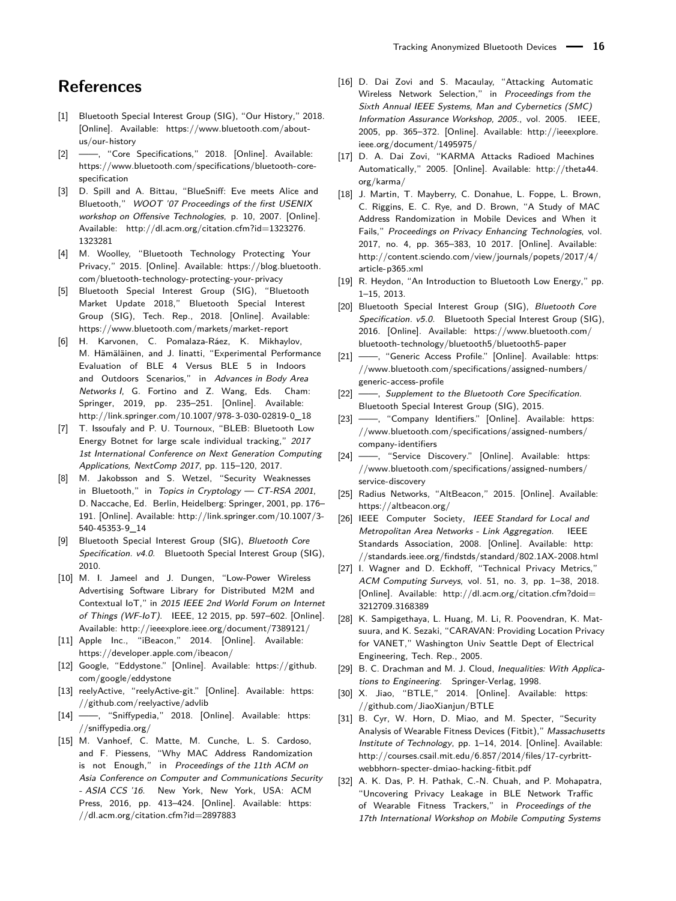## References

[1] Bluetooth Special Interest Group (SIG), "Our History," 2018. [Online]. Available: https://www.bluetooth.com/about-us/our-history

[2] ——, "Core Specifications," 2018. [Online]. Available: https://www.bluetooth.com/specifications/bluetooth-core-specification

[3] D. Spill and A. Bittau, "BlueSniff: Eve meets Alice and Bluetooth," *WOOT '07 Proceedings of the first USENIX workshop on Offensive Technologies*, p. 10, 2007. [Online]. Available: http://dl.acm.org/citation.cfm?id=1323276.1323281

[4] M. Woolley, "Bluetooth Technology Protecting Your Privacy," 2015. [Online]. Available: https://blog.bluetooth.com/bluetooth-technology-protecting-your-privacy

[5] Bluetooth Special Interest Group (SIG), "Bluetooth Market Update 2018," Bluetooth Special Interest Group (SIG), Tech. Rep., 2018. [Online]. Available: https://www.bluetooth.com/markets/market-report

[6] H. Karvonen, C. Pomalaza-Ráez, K. Mikhaylov, M. Hämäläinen, and J. Iinatti, "Experimental Performance Evaluation of BLE 4 Versus BLE 5 in Indoors and Outdoors Scenarios," in *Advances in Body Area Networks I*, G. Fortino and Z. Wang, Eds. Cham: Springer, 2019, pp. 235–251. [Online]. Available: http://link.springer.com/10.1007/978-3-030-02819-0_18

[7] T. Issoufaly and P. U. Tournoux, "BLEB: Bluetooth Low Energy Botnet for large scale individual tracking," *2017 1st International Conference on Next Generation Computing Applications, NextComp 2017*, pp. 115–120, 2017.

[8] M. Jakobsson and S. Wetzel, "Security Weaknesses in Bluetooth," in *Topics in Cryptology — CT-RSA 2001*, D. Naccache, Ed. Berlin, Heidelberg: Springer, 2001, pp. 176–191. [Online]. Available: http://link.springer.com/10.1007/3-540-45353-9_14

[9] Bluetooth Special Interest Group (SIG), *Bluetooth Core Specification. v4.0.* Bluetooth Special Interest Group (SIG), 2010.

[10] M. I. Jameel and J. Dungen, "Low-Power Wireless Advertising Software Library for Distributed M2M and Contextual IoT," in *2015 IEEE 2nd World Forum on Internet of Things (WF-IoT)*. IEEE, 12 2015, pp. 597–602. [Online]. Available: http://ieeexplore.ieee.org/document/7389121/

[11] Apple Inc., "iBeacon," 2014. [Online]. Available: https://developer.apple.com/ibeacon/

[12] Google, "Eddystone." [Online]. Available: https://github.com/google/eddystone

[13] reelyActive, "reelyActive-git." [Online]. Available: https://github.com/reelyactive/advlib

[14] ——, "Sniffypedia," 2018. [Online]. Available: https://sniffypedia.org/

[15] M. Vanhoef, C. Matte, M. Cunche, L. S. Cardoso, and F. Piessens, "Why MAC Address Randomization is not Enough," in *Proceedings of the 11th ACM on Asia Conference on Computer and Communications Security - ASIA CCS '16*. New York, New York, USA: ACM Press, 2016, pp. 413–424. [Online]. Available: https://dl.acm.org/citation.cfm?id=2897883

[16] D. Dai Zovi and S. Macaulay, "Attacking Automatic Wireless Network Selection," in *Proceedings from the Sixth Annual IEEE Systems, Man and Cybernetics (SMC) Information Assurance Workshop, 2005.*, vol. 2005. IEEE, 2005, pp. 365–372. [Online]. Available: http://ieeexplore.ieee.org/document/1495975/

[17] D. A. Dai Zovi, "KARMA Attacks Radioed Machines Automatically," 2005. [Online]. Available: http://theta44.org/karma/

[18] J. Martin, T. Mayberry, C. Donahue, L. Foppe, L. Brown, C. Riggins, E. C. Rye, and D. Brown, "A Study of MAC Address Randomization in Mobile Devices and When it Fails," *Proceedings on Privacy Enhancing Technologies*, vol. 2017, no. 4, pp. 365–383, 10 2017. [Online]. Available: http://content.sciendo.com/view/journals/popets/2017/4/article-p365.xml

[19] R. Heydon, "An Introduction to Bluetooth Low Energy," pp. 1–15, 2013.

[20] Bluetooth Special Interest Group (SIG), *Bluetooth Core Specification. v5.0.* Bluetooth Special Interest Group (SIG), 2016. [Online]. Available: https://www.bluetooth.com/bluetooth-technology/bluetooth5/bluetooth5-paper

[21] ——, "Generic Access Profile." [Online]. Available: https://www.bluetooth.com/specifications/assigned-numbers/generic-access-profile

[22] ——, *Supplement to the Bluetooth Core Specification.* Bluetooth Special Interest Group (SIG), 2015.

[23] ——, "Company Identifiers." [Online]. Available: https://www.bluetooth.com/specifications/assigned-numbers/company-identifiers

[24] ——, "Service Discovery." [Online]. Available: https://www.bluetooth.com/specifications/assigned-numbers/service-discovery

[25] Radius Networks, "AltBeacon," 2015. [Online]. Available: https://altbeacon.org/

[26] IEEE Computer Society, *IEEE Standard for Local and Metropolitan Area Networks - Link Aggregation.* IEEE Standards Association, 2008. [Online]. Available: http://standards.ieee.org/findstds/standard/802.1AX-2008.html

[27] I. Wagner and D. Eckhoff, "Technical Privacy Metrics," *ACM Computing Surveys*, vol. 51, no. 3, pp. 1–38, 2018. [Online]. Available: http://dl.acm.org/citation.cfm?doid=3212709.3168389

[28] K. Sampigethaya, L. Huang, M. Li, R. Poovendran, K. Matsuura, and K. Sezaki, "CARAVAN: Providing Location Privacy for VANET," Washington Univ Seattle Dept of Electrical Engineering, Tech. Rep., 2005.

[29] B. C. Drachman and M. J. Cloud, *Inequalities: With Applications to Engineering.* Springer-Verlag, 1998.

[30] X. Jiao, "BTLE," 2014. [Online]. Available: https://github.com/JiaoXianjun/BTLE

[31] B. Cyr, W. Horn, D. Miao, and M. Specter, "Security Analysis of Wearable Fitness Devices (Fitbit)," *Massachusetts Institute of Technology*, pp. 1–14, 2014. [Online]. Available: http://courses.csail.mit.edu/6.857/2014/files/17-cyrbritt-webbhorn-specter-dmiao-hacking-fitbit.pdf

[32] A. K. Das, P. H. Pathak, C.-N. Chuah, and P. Mohapatra, "Uncovering Privacy Leakage in BLE Network Traffic of Wearable Fitness Trackers," in *Proceedings of the 17th International Workshop on Mobile Computing Systems*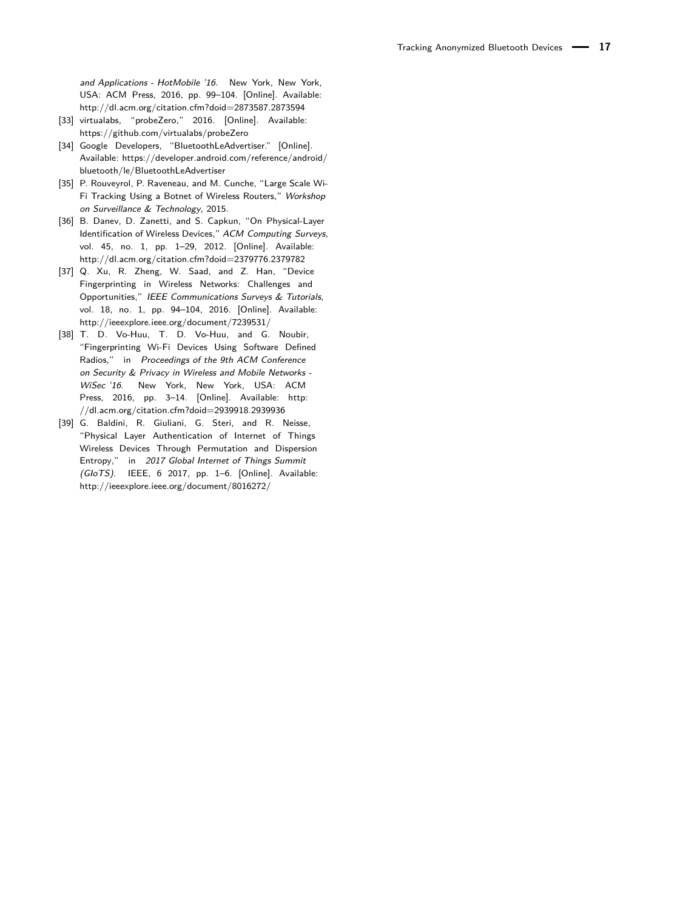*and Applications - HotMobile '16*. New York, New York, USA: ACM Press, 2016, pp. 99–104. [Online]. Available: http://dl.acm.org/citation.cfm?doid=2873587.2873594

[33] virtualabs, "probeZero," 2016. [Online]. Available: https://github.com/virtualabs/probeZero

[34] Google Developers, "BluetoothLeAdvertiser." [Online]. Available: https://developer.android.com/reference/android/bluetooth/le/BluetoothLeAdvertiser

[35] P. Rouveyrol, P. Raveneau, and M. Cunche, "Large Scale Wi-Fi Tracking Using a Botnet of Wireless Routers," *Workshop on Surveillance & Technology*, 2015.

[36] B. Danev, D. Zanetti, and S. Capkun, "On Physical-Layer Identification of Wireless Devices," *ACM Computing Surveys*, vol. 45, no. 1, pp. 1–29, 2012. [Online]. Available: http://dl.acm.org/citation.cfm?doid=2379776.2379782

[37] Q. Xu, R. Zheng, W. Saad, and Z. Han, "Device Fingerprinting in Wireless Networks: Challenges and Opportunities," *IEEE Communications Surveys & Tutorials*, vol. 18, no. 1, pp. 94–104, 2016. [Online]. Available: http://ieeexplore.ieee.org/document/7239531/

[38] T. D. Vo-Huu, T. D. Vo-Huu, and G. Noubir, "Fingerprinting Wi-Fi Devices Using Software Defined Radios," in *Proceedings of the 9th ACM Conference on Security & Privacy in Wireless and Mobile Networks - WiSec '16*. New York, New York, USA: ACM Press, 2016, pp. 3–14. [Online]. Available: http://dl.acm.org/citation.cfm?doid=2939918.2939936

[39] G. Baldini, R. Giuliani, G. Steri, and R. Neisse, "Physical Layer Authentication of Internet of Things Wireless Devices Through Permutation and Dispersion Entropy," in *2017 Global Internet of Things Summit (GIoTS)*. IEEE, 6 2017, pp. 1–6. [Online]. Available: http://ieeexplore.ieee.org/document/8016272/